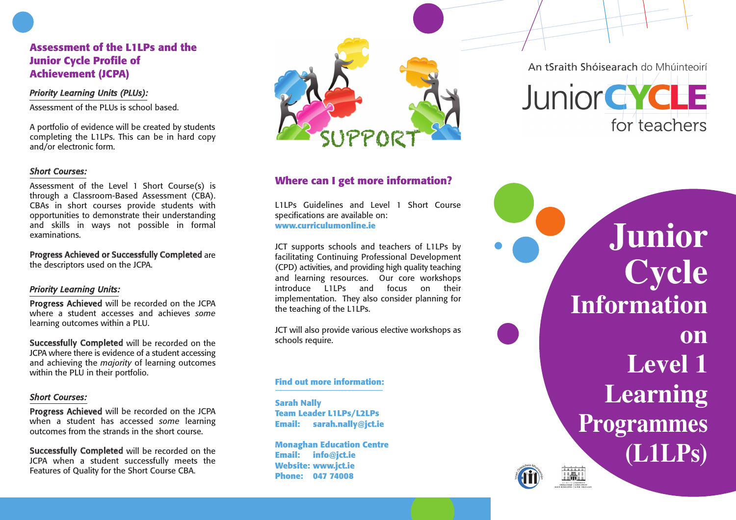## Assessment of the L1LPs and the Junior Cycle Profile of Achievement (JCPA)

*Priority Learning Units (PLUs):*

Assessment of the PLUs is school based.

A portfolio of evidence will be created by students completing the L1LPs. This can be in hard copy and/or electronic form.

*Short Courses:*

Assessment of the Level 1 Short Course(s) is through a Classroom-Based Assessment (CBA). CBAs in short courses provide students with opportunities to demonstrate their understanding and skills in ways not possible in formal examinations.

Progress Achieved or Successfully Completed are the descriptors used on the JCPA.

*Priority Learning Units:*

Progress Achieved will be recorded on the JCPA where a student accesses and achieves *some* learning outcomes within a PLU.

Successfully Completed will be recorded on the JCPA where there is evidence of a student accessing and achieving the *majority* of learning outcomes within the PLU in their portfolio.

*Short Courses:*

Progress Achieved will be recorded on the JCPA when a student has accessed *some* learning outcomes from the strands in the short course.

Successfully Completed will be recorded on the JCPA when a student successfully meets the Features of Quality for the Short Course CBA.

SUPPORT

## Where can I get more information?

L1LPs Guidelines and Level 1 Short Course specifications are available on: **www.curriculumonline.ie**

JCT supports schools and teachers of L1LPs by facilitating Continuing Professional Development (CPD) activities, and providing high quality teaching and learning resources. Our core workshops introduce L1LPs and focus on their implementation. They also consider planning for the teaching of the L1LPs.

JCT will also provide various elective workshops as schools require.

**Find out more information:**

**Sarah Nally**
**Team Leader L1LPs/L2LPs**
**Email: sarah.nally@jct.ie**

**Monaghan Education Centre**
**Email: info@jct.ie**
**Website: www.jct.ie**
**Phone: 047 74008**

An tSraith Shóisearach do Mhúinteoirí

JuniorCYCLE for teachers

# Junior Cycle Information on Level 1 Learning Programmes (L1LPs)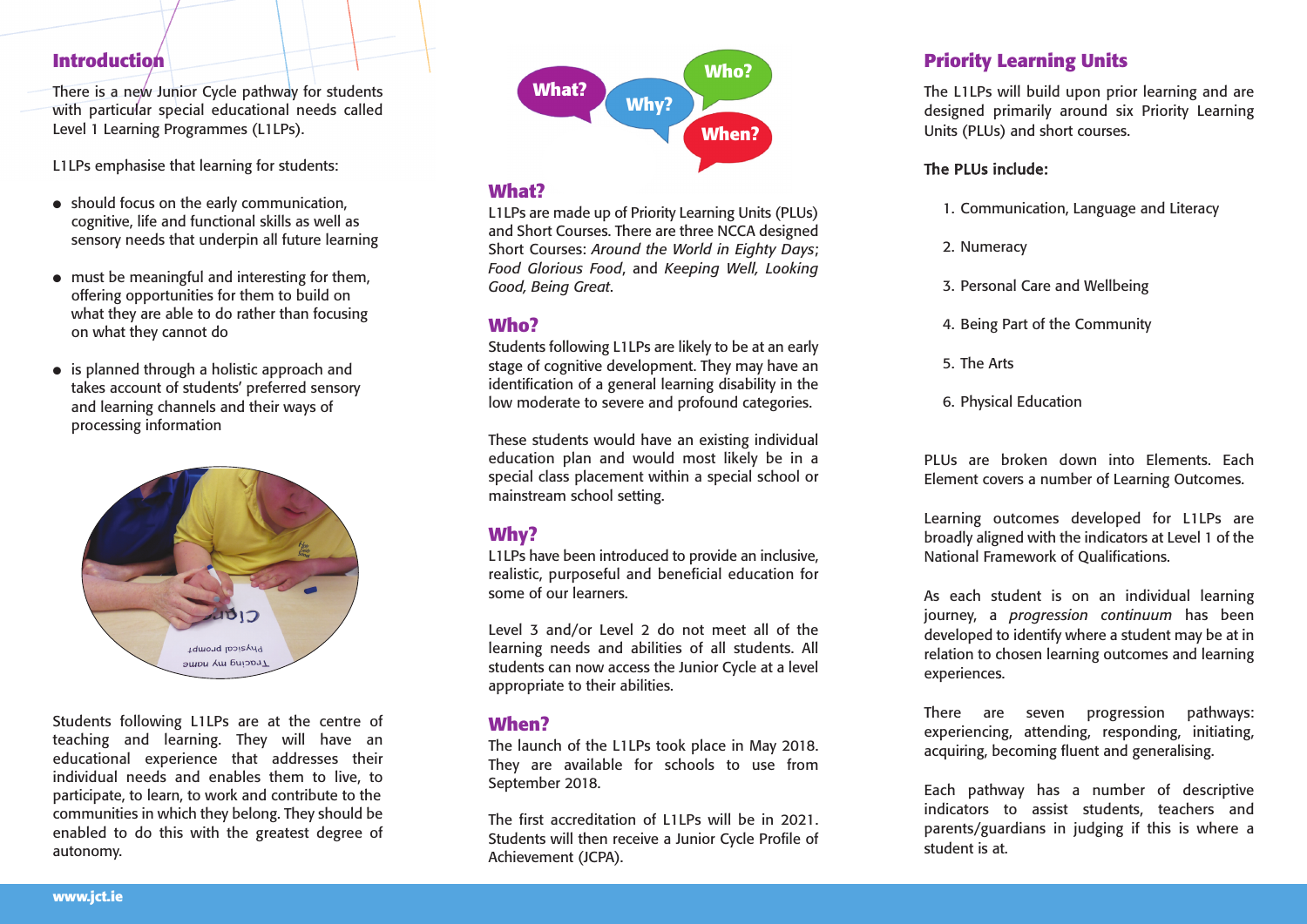## Introduction

There is a new Junior Cycle pathway for students with particular special educational needs called Level 1 Learning Programmes (L1LPs).

L1LPs emphasise that learning for students:

- should focus on the early communication, cognitive, life and functional skills as well as sensory needs that underpin all future learning
- must be meaningful and interesting for them, offering opportunities for them to build on what they are able to do rather than focusing on what they cannot do
- is planned through a holistic approach and takes account of students' preferred sensory and learning channels and their ways of processing information

Students following L1LPs are at the centre of teaching and learning. They will have an educational experience that addresses their individual needs and enables them to live, to participate, to learn, to work and contribute to the communities in which they belong. They should be enabled to do this with the greatest degree of autonomy.

## What?

L1LPs are made up of Priority Learning Units (PLUs) and Short Courses. There are three NCCA designed Short Courses: *Around the World in Eighty Days*; *Food Glorious Food*, and *Keeping Well, Looking Good, Being Great*.

## Who?

Students following L1LPs are likely to be at an early stage of cognitive development. They may have an identification of a general learning disability in the low moderate to severe and profound categories.

These students would have an existing individual education plan and would most likely be in a special class placement within a special school or mainstream school setting.

## Why?

L1LPs have been introduced to provide an inclusive, realistic, purposeful and beneficial education for some of our learners.

Level 3 and/or Level 2 do not meet all of the learning needs and abilities of all students. All students can now access the Junior Cycle at a level appropriate to their abilities.

## When?

The launch of the L1LPs took place in May 2018. They are available for schools to use from September 2018.

The first accreditation of L1LPs will be in 2021. Students will then receive a Junior Cycle Profile of Achievement (JCPA).

## Priority Learning Units

The L1LPs will build upon prior learning and are designed primarily around six Priority Learning Units (PLUs) and short courses.

**The PLUs include:**

1. Communication, Language and Literacy
2. Numeracy
3. Personal Care and Wellbeing
4. Being Part of the Community
5. The Arts
6. Physical Education

PLUs are broken down into Elements. Each Element covers a number of Learning Outcomes.

Learning outcomes developed for L1LPs are broadly aligned with the indicators at Level 1 of the National Framework of Qualifications.

As each student is on an individual learning journey, a *progression continuum* has been developed to identify where a student may be at in relation to chosen learning outcomes and learning experiences.

There are seven progression pathways: experiencing, attending, responding, initiating, acquiring, becoming fluent and generalising.

Each pathway has a number of descriptive indicators to assist students, teachers and parents/guardians in judging if this is where a student is at.

www.jct.ie